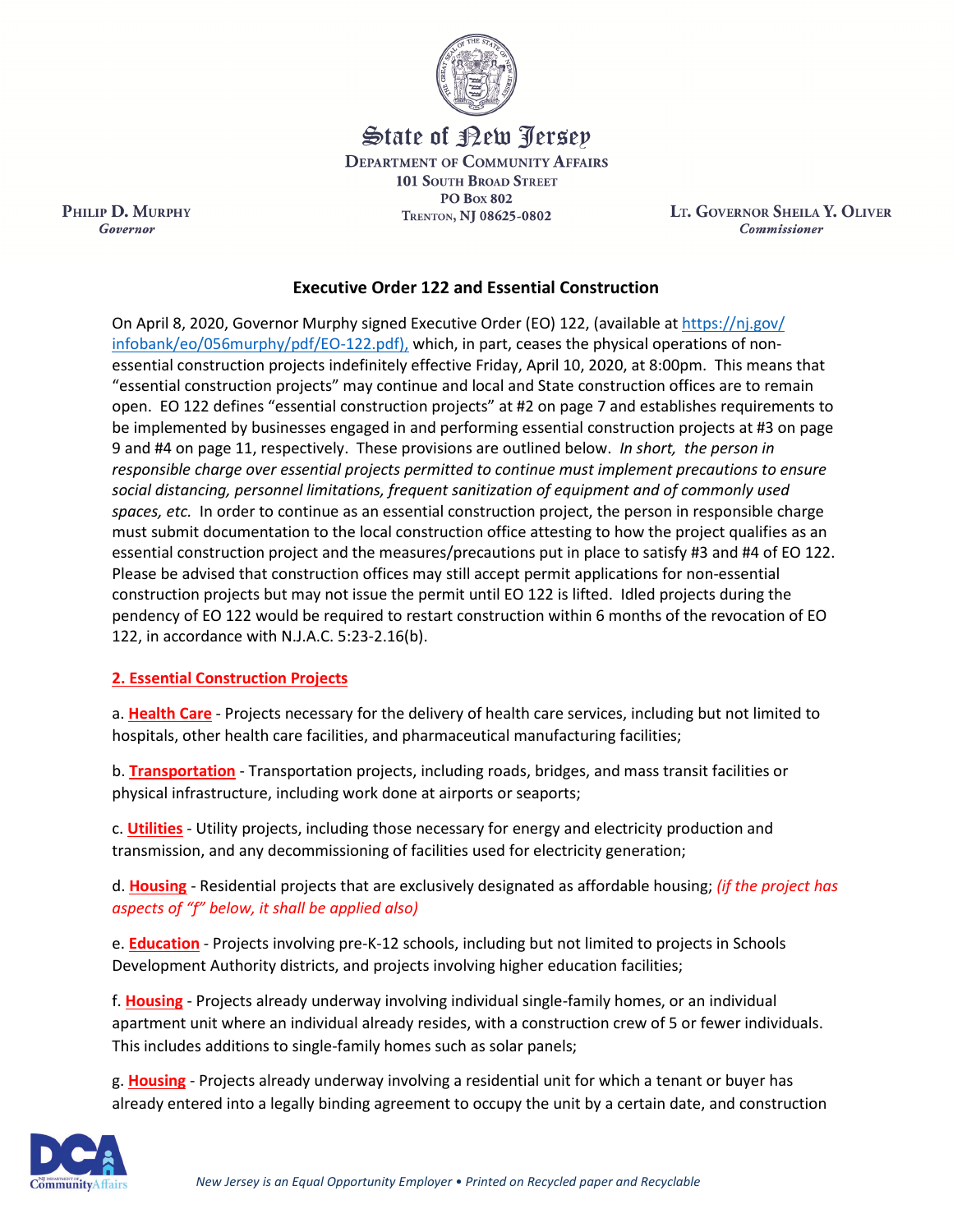State of New Jersey

DEPARTMENT OF COMMUNITY AFFAIRS
101 SOUTH BROAD STREET
PO BOX 802
TRENTON, NJ 08625-0802

PHILIP D. MURPHY
*Governor*

LT. GOVERNOR SHEILA Y. OLIVER
*Commissioner*

## Executive Order 122 and Essential Construction

On April 8, 2020, Governor Murphy signed Executive Order (EO) 122, (available at https://nj.gov/infobank/eo/056murphy/pdf/EO-122.pdf), which, in part, ceases the physical operations of non-essential construction projects indefinitely effective Friday, April 10, 2020, at 8:00pm. This means that "essential construction projects" may continue and local and State construction offices are to remain open. EO 122 defines "essential construction projects" at #2 on page 7 and establishes requirements to be implemented by businesses engaged in and performing essential construction projects at #3 on page 9 and #4 on page 11, respectively. These provisions are outlined below. *In short, the person in responsible charge over essential projects permitted to continue must implement precautions to ensure social distancing, personnel limitations, frequent sanitization of equipment and of commonly used spaces, etc.* In order to continue as an essential construction project, the person in responsible charge must submit documentation to the local construction office attesting to how the project qualifies as an essential construction project and the measures/precautions put in place to satisfy #3 and #4 of EO 122. Please be advised that construction offices may still accept permit applications for non-essential construction projects but may not issue the permit until EO 122 is lifted. Idled projects during the pendency of EO 122 would be required to restart construction within 6 months of the revocation of EO 122, in accordance with N.J.A.C. 5:23-2.16(b).

### 2. Essential Construction Projects

a. **Health Care** - Projects necessary for the delivery of health care services, including but not limited to hospitals, other health care facilities, and pharmaceutical manufacturing facilities;

b. **Transportation** - Transportation projects, including roads, bridges, and mass transit facilities or physical infrastructure, including work done at airports or seaports;

c. **Utilities** - Utility projects, including those necessary for energy and electricity production and transmission, and any decommissioning of facilities used for electricity generation;

d. **Housing** - Residential projects that are exclusively designated as affordable housing; *(if the project has aspects of "f" below, it shall be applied also)*

e. **Education** - Projects involving pre-K-12 schools, including but not limited to projects in Schools Development Authority districts, and projects involving higher education facilities;

f. **Housing** - Projects already underway involving individual single-family homes, or an individual apartment unit where an individual already resides, with a construction crew of 5 or fewer individuals. This includes additions to single-family homes such as solar panels;

g. **Housing** - Projects already underway involving a residential unit for which a tenant or buyer has already entered into a legally binding agreement to occupy the unit by a certain date, and construction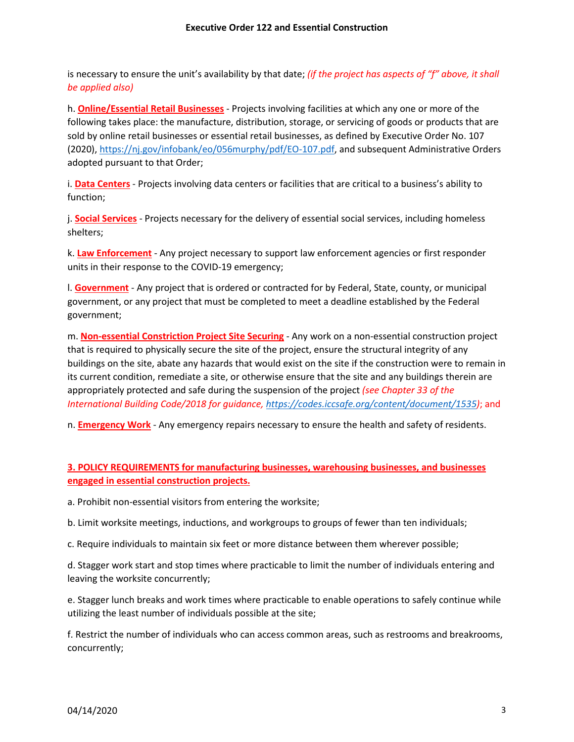is necessary to ensure the unit's availability by that date; *(if the project has aspects of "f" above, it shall be applied also)*

h. **Online/Essential Retail Businesses** - Projects involving facilities at which any one or more of the following takes place: the manufacture, distribution, storage, or servicing of goods or products that are sold by online retail businesses or essential retail businesses, as defined by Executive Order No. 107 (2020), https://nj.gov/infobank/eo/056murphy/pdf/EO-107.pdf, and subsequent Administrative Orders adopted pursuant to that Order;

i. **Data Centers** - Projects involving data centers or facilities that are critical to a business's ability to function;

j. **Social Services** - Projects necessary for the delivery of essential social services, including homeless shelters;

k. **Law Enforcement** - Any project necessary to support law enforcement agencies or first responder units in their response to the COVID-19 emergency;

l. **Government** - Any project that is ordered or contracted for by Federal, State, county, or municipal government, or any project that must be completed to meet a deadline established by the Federal government;

m. **Non-essential Constriction Project Site Securing** - Any work on a non-essential construction project that is required to physically secure the site of the project, ensure the structural integrity of any buildings on the site, abate any hazards that would exist on the site if the construction were to remain in its current condition, remediate a site, or otherwise ensure that the site and any buildings therein are appropriately protected and safe during the suspension of the project *(see Chapter 33 of the International Building Code/2018 for guidance, https://codes.iccsafe.org/content/document/1535)*; and

n. **Emergency Work** - Any emergency repairs necessary to ensure the health and safety of residents.

**3. POLICY REQUIREMENTS for manufacturing businesses, warehousing businesses, and businesses engaged in essential construction projects.**

a. Prohibit non-essential visitors from entering the worksite;

b. Limit worksite meetings, inductions, and workgroups to groups of fewer than ten individuals;

c. Require individuals to maintain six feet or more distance between them wherever possible;

d. Stagger work start and stop times where practicable to limit the number of individuals entering and leaving the worksite concurrently;

e. Stagger lunch breaks and work times where practicable to enable operations to safely continue while utilizing the least number of individuals possible at the site;

f. Restrict the number of individuals who can access common areas, such as restrooms and breakrooms, concurrently;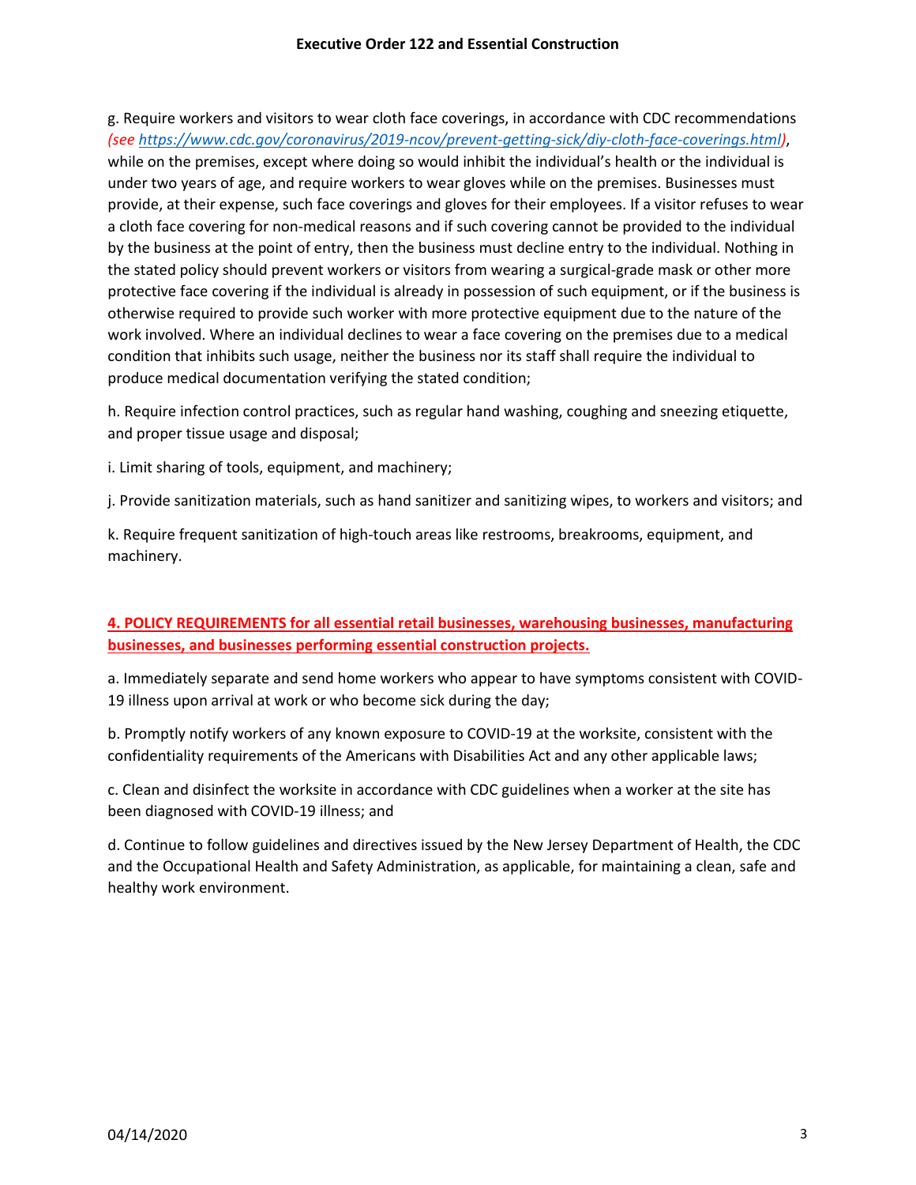g. Require workers and visitors to wear cloth face coverings, in accordance with CDC recommendations *(see [https://www.cdc.gov/coronavirus/2019-ncov/prevent-getting-sick/diy-cloth-face-coverings.html](https://www.cdc.gov/coronavirus/2019-ncov/prevent-getting-sick/diy-cloth-face-coverings.html))*, while on the premises, except where doing so would inhibit the individual's health or the individual is under two years of age, and require workers to wear gloves while on the premises. Businesses must provide, at their expense, such face coverings and gloves for their employees. If a visitor refuses to wear a cloth face covering for non-medical reasons and if such covering cannot be provided to the individual by the business at the point of entry, then the business must decline entry to the individual. Nothing in the stated policy should prevent workers or visitors from wearing a surgical-grade mask or other more protective face covering if the individual is already in possession of such equipment, or if the business is otherwise required to provide such worker with more protective equipment due to the nature of the work involved. Where an individual declines to wear a face covering on the premises due to a medical condition that inhibits such usage, neither the business nor its staff shall require the individual to produce medical documentation verifying the stated condition;

h. Require infection control practices, such as regular hand washing, coughing and sneezing etiquette, and proper tissue usage and disposal;

i. Limit sharing of tools, equipment, and machinery;

j. Provide sanitization materials, such as hand sanitizer and sanitizing wipes, to workers and visitors; and

k. Require frequent sanitization of high-touch areas like restrooms, breakrooms, equipment, and machinery.

## 4. POLICY REQUIREMENTS for all essential retail businesses, warehousing businesses, manufacturing businesses, and businesses performing essential construction projects.

a. Immediately separate and send home workers who appear to have symptoms consistent with COVID-19 illness upon arrival at work or who become sick during the day;

b. Promptly notify workers of any known exposure to COVID-19 at the worksite, consistent with the confidentiality requirements of the Americans with Disabilities Act and any other applicable laws;

c. Clean and disinfect the worksite in accordance with CDC guidelines when a worker at the site has been diagnosed with COVID-19 illness; and

d. Continue to follow guidelines and directives issued by the New Jersey Department of Health, the CDC and the Occupational Health and Safety Administration, as applicable, for maintaining a clean, safe and healthy work environment.